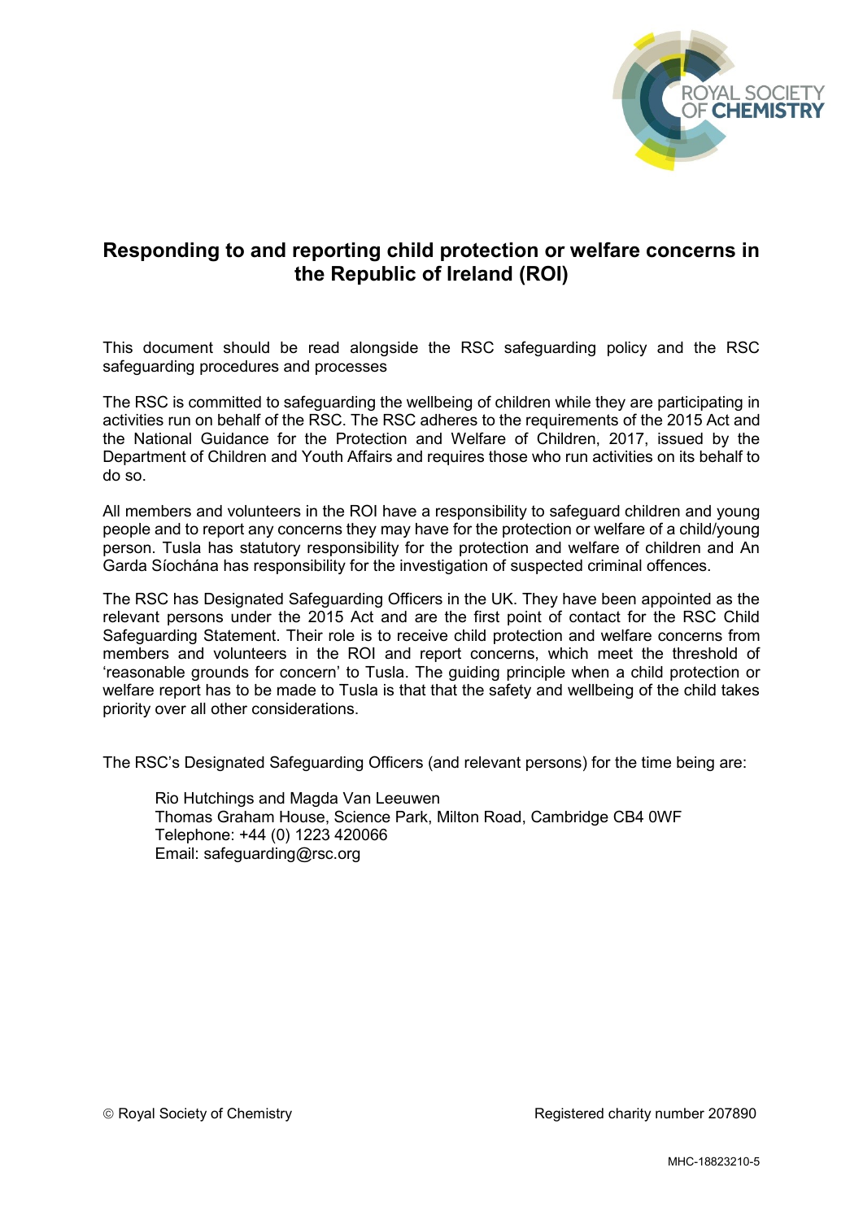# Responding to and reporting child protection or welfare concerns in the Republic of Ireland (ROI)

This document should be read alongside the RSC safeguarding policy and the RSC safeguarding procedures and processes

The RSC is committed to safeguarding the wellbeing of children while they are participating in activities run on behalf of the RSC. The RSC adheres to the requirements of the 2015 Act and the National Guidance for the Protection and Welfare of Children, 2017, issued by the Department of Children and Youth Affairs and requires those who run activities on its behalf to do so.

All members and volunteers in the ROI have a responsibility to safeguard children and young people and to report any concerns they may have for the protection or welfare of a child/young person. Tusla has statutory responsibility for the protection and welfare of children and An Garda Síochána has responsibility for the investigation of suspected criminal offences.

The RSC has Designated Safeguarding Officers in the UK. They have been appointed as the relevant persons under the 2015 Act and are the first point of contact for the RSC Child Safeguarding Statement. Their role is to receive child protection and welfare concerns from members and volunteers in the ROI and report concerns, which meet the threshold of 'reasonable grounds for concern' to Tusla. The guiding principle when a child protection or welfare report has to be made to Tusla is that that the safety and wellbeing of the child takes priority over all other considerations.

The RSC's Designated Safeguarding Officers (and relevant persons) for the time being are:

> Rio Hutchings and Magda Van Leeuwen
> Thomas Graham House, Science Park, Milton Road, Cambridge CB4 0WF
> Telephone: +44 (0) 1223 420066
> Email: safeguarding@rsc.org

© Royal Society of Chemistry — Registered charity number 207890

MHC-18823210-5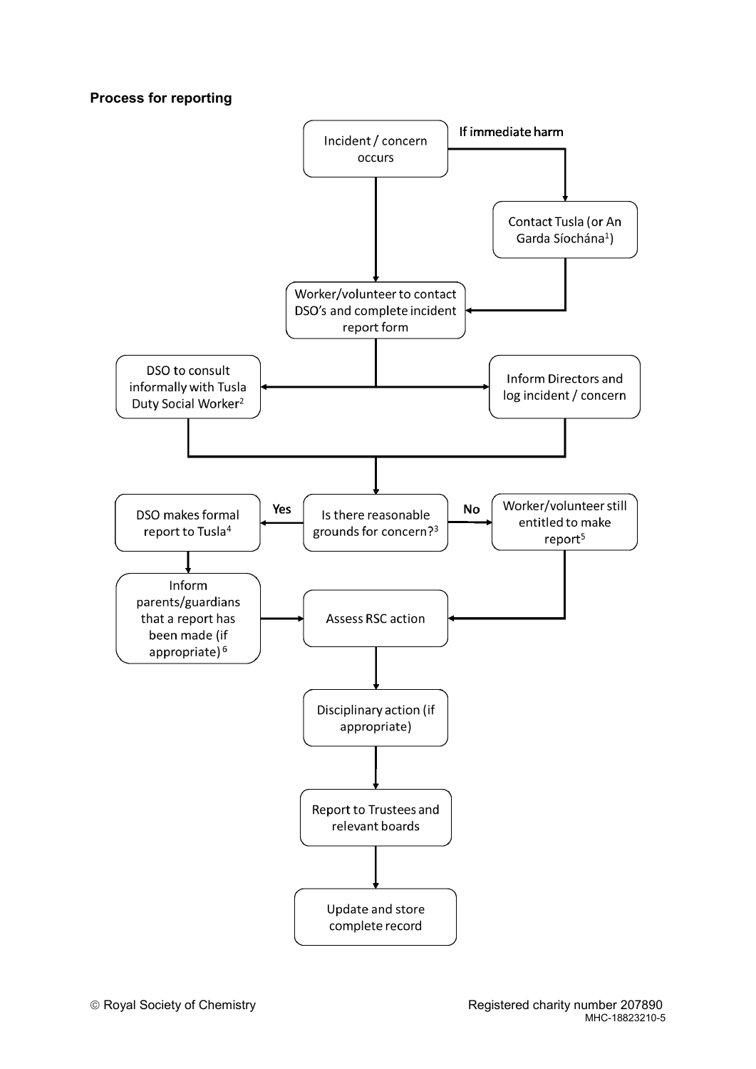**Process for reporting**

Incident / concern occurs

If immediate harm → Contact Tusla (or An Garda Síochána[1])

Worker/volunteer to contact DSO's and complete incident report form

DSO to consult informally with Tusla Duty Social Worker[2]

Inform Directors and log incident / concern

Is there reasonable grounds for concern?[3]

- Yes → DSO makes formal report to Tusla[4] → Inform parents/guardians that a report has been made (if appropriate)[6]
- No → Worker/volunteer still entitled to make report[5]

Assess RSC action

Disciplinary action (if appropriate)

Report to Trustees and relevant boards

Update and store complete record

© Royal Society of Chemistry

Registered charity number 207890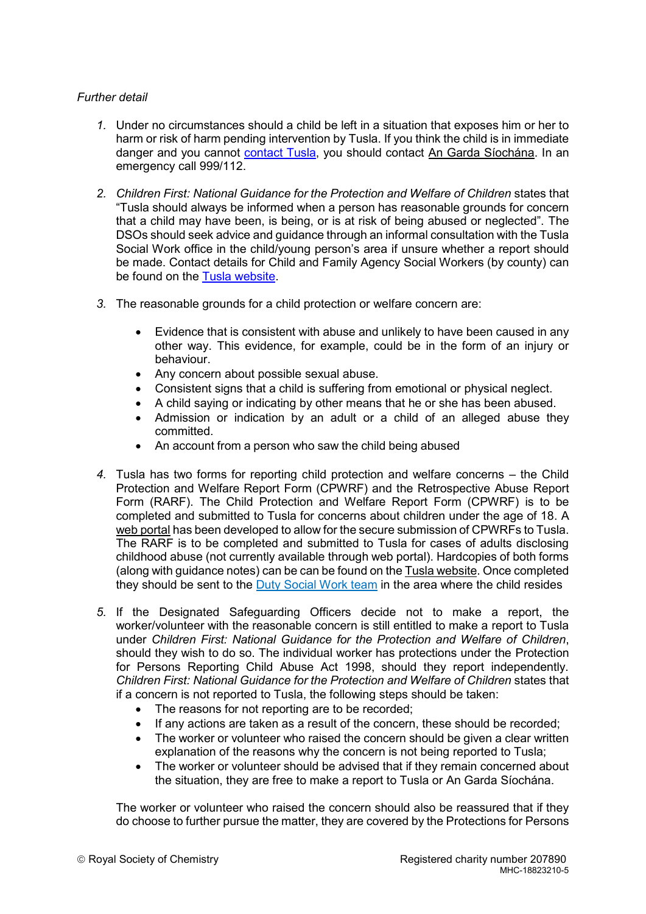*Further detail*

1. Under no circumstances should a child be left in a situation that exposes him or her to harm or risk of harm pending intervention by Tusla. If you think the child is in immediate danger and you cannot contact Tusla, you should contact An Garda Síochána. In an emergency call 999/112.

2. *Children First: National Guidance for the Protection and Welfare of Children* states that "Tusla should always be informed when a person has reasonable grounds for concern that a child may have been, is being, or is at risk of being abused or neglected". The DSOs should seek advice and guidance through an informal consultation with the Tusla Social Work office in the child/young person's area if unsure whether a report should be made. Contact details for Child and Family Agency Social Workers (by county) can be found on the Tusla website.

3. The reasonable grounds for a child protection or welfare concern are:

   - Evidence that is consistent with abuse and unlikely to have been caused in any other way. This evidence, for example, could be in the form of an injury or behaviour.
   - Any concern about possible sexual abuse.
   - Consistent signs that a child is suffering from emotional or physical neglect.
   - A child saying or indicating by other means that he or she has been abused.
   - Admission or indication by an adult or a child of an alleged abuse they committed.
   - An account from a person who saw the child being abused

4. Tusla has two forms for reporting child protection and welfare concerns – the Child Protection and Welfare Report Form (CPWRF) and the Retrospective Abuse Report Form (RARF). The Child Protection and Welfare Report Form (CPWRF) is to be completed and submitted to Tusla for concerns about children under the age of 18. A web portal has been developed to allow for the secure submission of CPWRFs to Tusla. The RARF is to be completed and submitted to Tusla for cases of adults disclosing childhood abuse (not currently available through web portal). Hardcopies of both forms (along with guidance notes) can be can be found on the Tusla website. Once completed they should be sent to the Duty Social Work team in the area where the child resides

5. If the Designated Safeguarding Officers decide not to make a report, the worker/volunteer with the reasonable concern is still entitled to make a report to Tusla under *Children First: National Guidance for the Protection and Welfare of Children*, should they wish to do so. The individual worker has protections under the Protection for Persons Reporting Child Abuse Act 1998, should they report independently. *Children First: National Guidance for the Protection and Welfare of Children* states that if a concern is not reported to Tusla, the following steps should be taken:
   - The reasons for not reporting are to be recorded;
   - If any actions are taken as a result of the concern, these should be recorded;
   - The worker or volunteer who raised the concern should be given a clear written explanation of the reasons why the concern is not being reported to Tusla;
   - The worker or volunteer should be advised that if they remain concerned about the situation, they are free to make a report to Tusla or An Garda Síochána.

   The worker or volunteer who raised the concern should also be reassured that if they do choose to further pursue the matter, they are covered by the Protections for Persons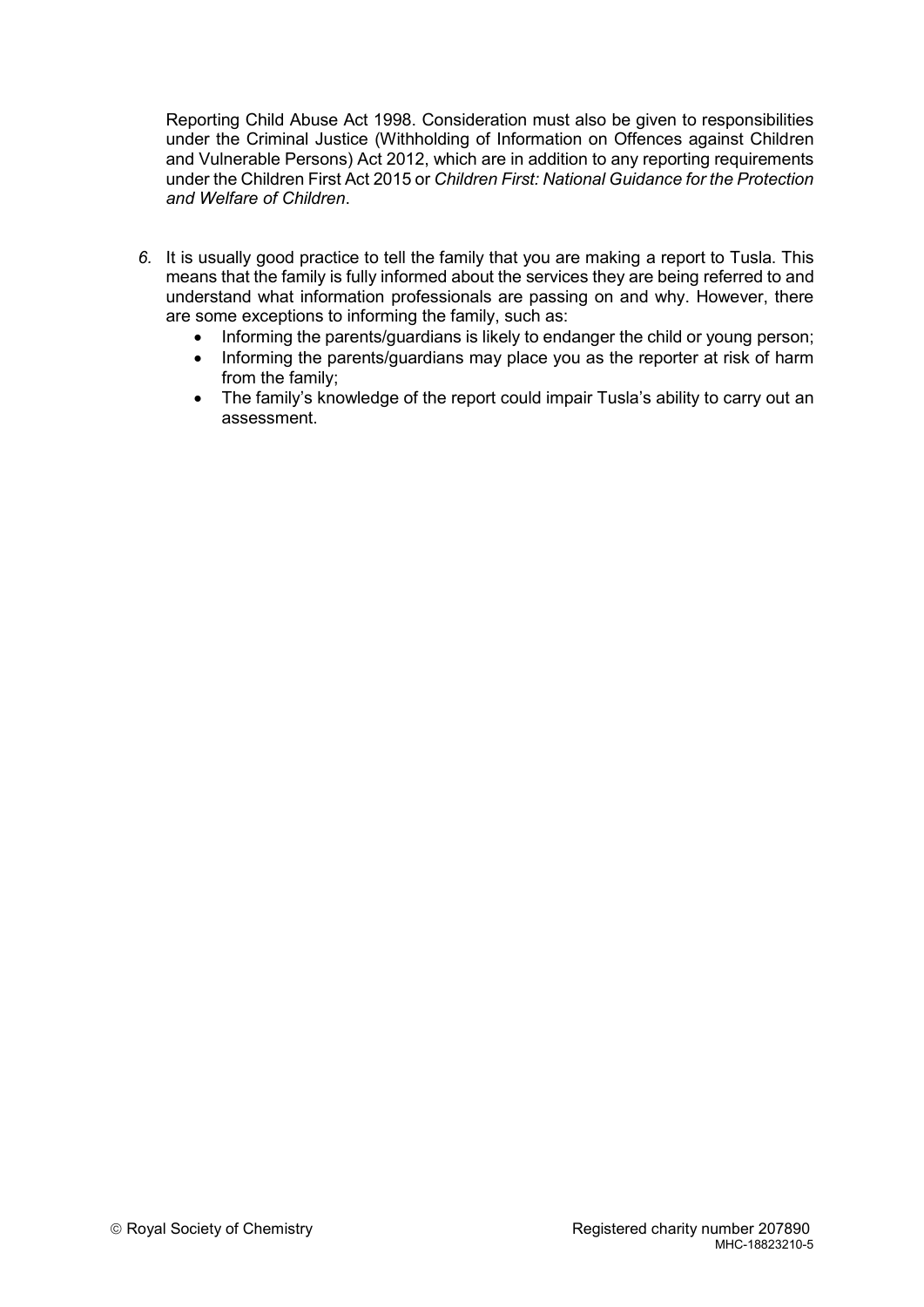Reporting Child Abuse Act 1998. Consideration must also be given to responsibilities under the Criminal Justice (Withholding of Information on Offences against Children and Vulnerable Persons) Act 2012, which are in addition to any reporting requirements under the Children First Act 2015 or *Children First: National Guidance for the Protection and Welfare of Children*.

*6.* It is usually good practice to tell the family that you are making a report to Tusla. This means that the family is fully informed about the services they are being referred to and understand what information professionals are passing on and why. However, there are some exceptions to informing the family, such as:

- Informing the parents/guardians is likely to endanger the child or young person;
- Informing the parents/guardians may place you as the reporter at risk of harm from the family;
- The family's knowledge of the report could impair Tusla's ability to carry out an assessment.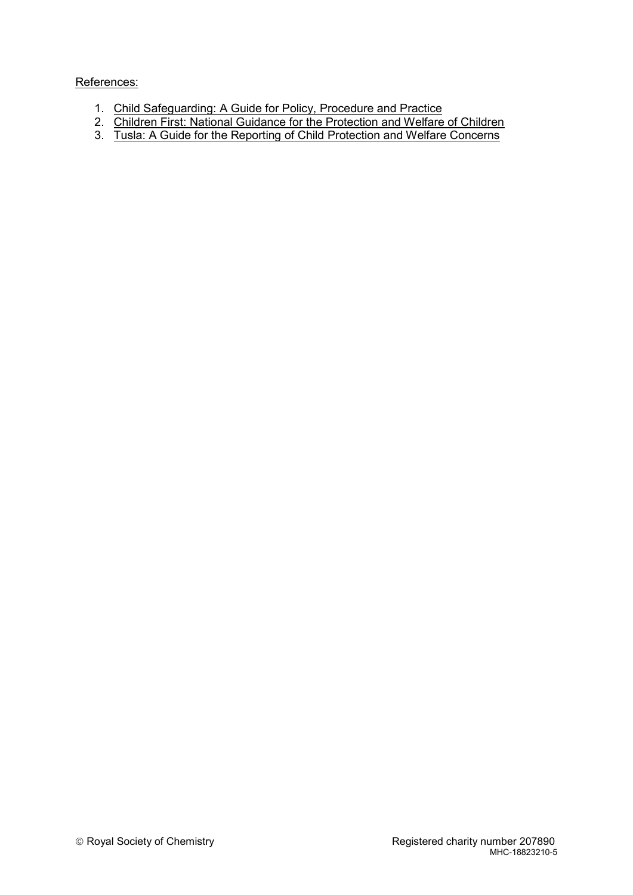References:

1. Child Safeguarding: A Guide for Policy, Procedure and Practice
2. Children First: National Guidance for the Protection and Welfare of Children
3. Tusla: A Guide for the Reporting of Child Protection and Welfare Concerns